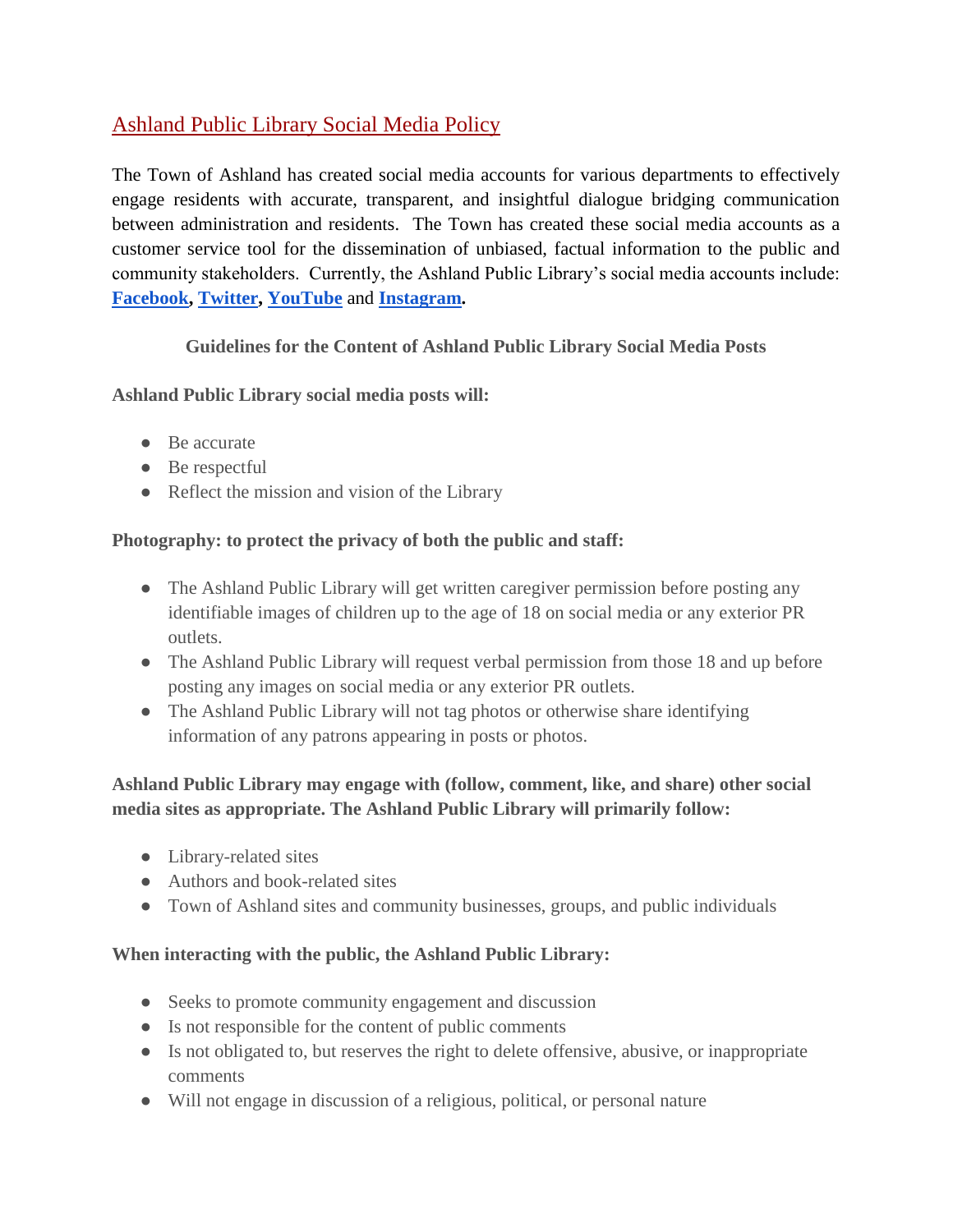# Ashland Public Library Social Media Policy

The Town of Ashland has created social media accounts for various departments to effectively engage residents with accurate, transparent, and insightful dialogue bridging communication between administration and residents. The Town has created these social media accounts as a customer service tool for the dissemination of unbiased, factual information to the public and community stakeholders. Currently, the Ashland Public Library's social media accounts include: **Facebook, Twitter, YouTube** and **Instagram.**

## Guidelines for the Content of Ashland Public Library Social Media Posts

**Ashland Public Library social media posts will:**

- Be accurate
- Be respectful
- Reflect the mission and vision of the Library

**Photography: to protect the privacy of both the public and staff:**

- The Ashland Public Library will get written caregiver permission before posting any identifiable images of children up to the age of 18 on social media or any exterior PR outlets.
- The Ashland Public Library will request verbal permission from those 18 and up before posting any images on social media or any exterior PR outlets.
- The Ashland Public Library will not tag photos or otherwise share identifying information of any patrons appearing in posts or photos.

**Ashland Public Library may engage with (follow, comment, like, and share) other social media sites as appropriate. The Ashland Public Library will primarily follow:**

- Library-related sites
- Authors and book-related sites
- Town of Ashland sites and community businesses, groups, and public individuals

**When interacting with the public, the Ashland Public Library:**

- Seeks to promote community engagement and discussion
- Is not responsible for the content of public comments
- Is not obligated to, but reserves the right to delete offensive, abusive, or inappropriate comments
- Will not engage in discussion of a religious, political, or personal nature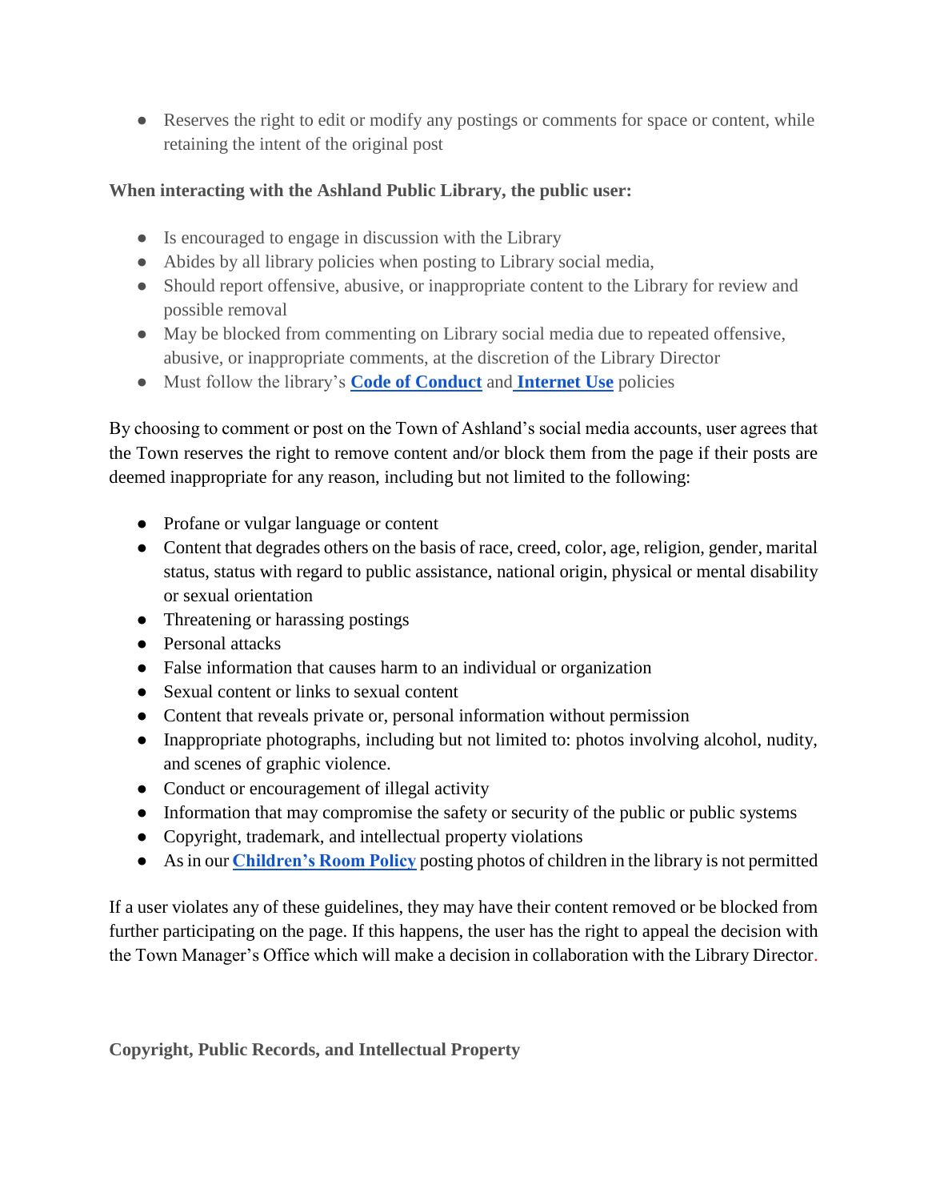- Reserves the right to edit or modify any postings or comments for space or content, while retaining the intent of the original post

**When interacting with the Ashland Public Library, the public user:**

- Is encouraged to engage in discussion with the Library
- Abides by all library policies when posting to Library social media,
- Should report offensive, abusive, or inappropriate content to the Library for review and possible removal
- May be blocked from commenting on Library social media due to repeated offensive, abusive, or inappropriate comments, at the discretion of the Library Director
- Must follow the library's **Code of Conduct** and **Internet Use** policies

By choosing to comment or post on the Town of Ashland's social media accounts, user agrees that the Town reserves the right to remove content and/or block them from the page if their posts are deemed inappropriate for any reason, including but not limited to the following:

- Profane or vulgar language or content
- Content that degrades others on the basis of race, creed, color, age, religion, gender, marital status, status with regard to public assistance, national origin, physical or mental disability or sexual orientation
- Threatening or harassing postings
- Personal attacks
- False information that causes harm to an individual or organization
- Sexual content or links to sexual content
- Content that reveals private or, personal information without permission
- Inappropriate photographs, including but not limited to: photos involving alcohol, nudity, and scenes of graphic violence.
- Conduct or encouragement of illegal activity
- Information that may compromise the safety or security of the public or public systems
- Copyright, trademark, and intellectual property violations
- As in our **Children's Room Policy** posting photos of children in the library is not permitted

If a user violates any of these guidelines, they may have their content removed or be blocked from further participating on the page. If this happens, the user has the right to appeal the decision with the Town Manager's Office which will make a decision in collaboration with the Library Director.

**Copyright, Public Records, and Intellectual Property**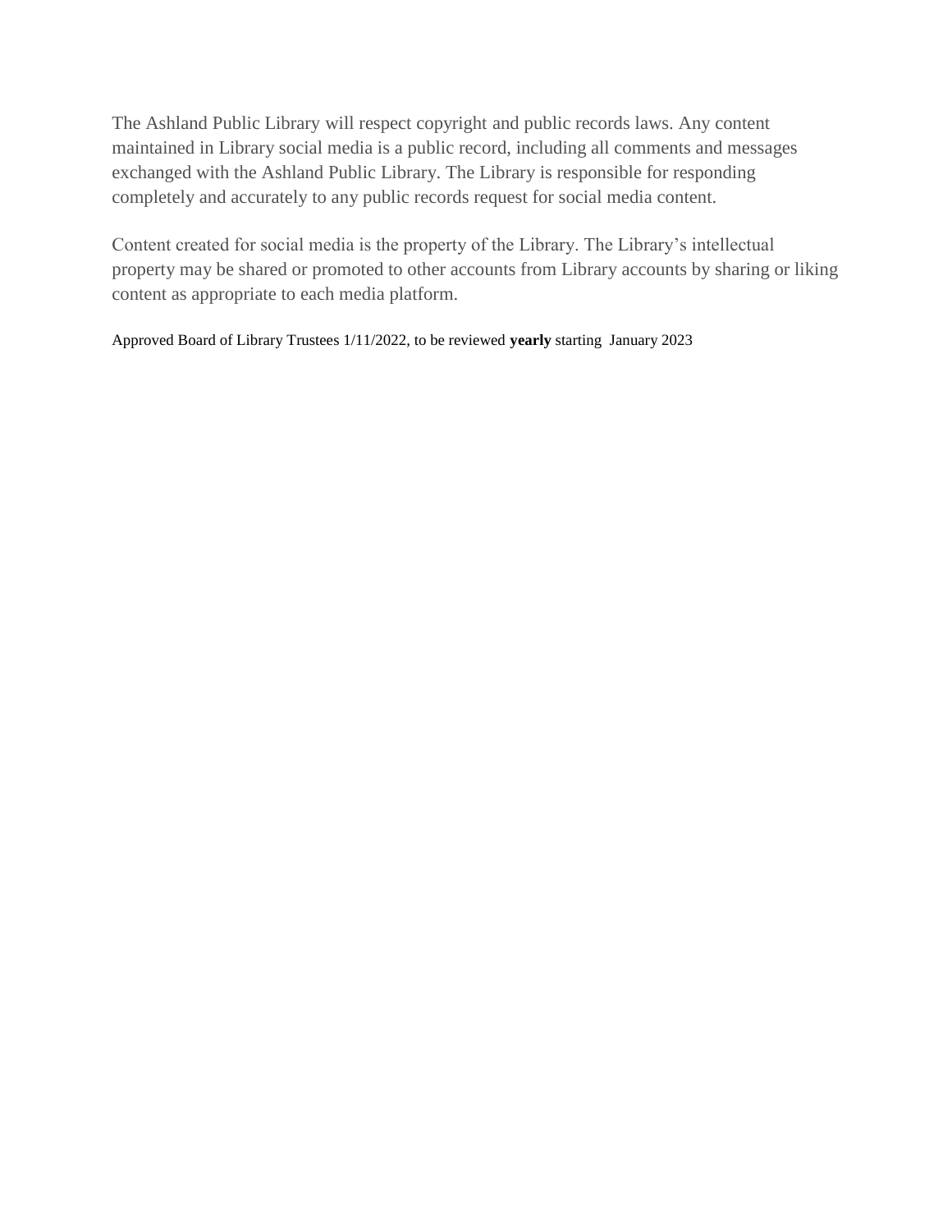The Ashland Public Library will respect copyright and public records laws. Any content maintained in Library social media is a public record, including all comments and messages exchanged with the Ashland Public Library. The Library is responsible for responding completely and accurately to any public records request for social media content.

Content created for social media is the property of the Library. The Library's intellectual property may be shared or promoted to other accounts from Library accounts by sharing or liking content as appropriate to each media platform.

Approved Board of Library Trustees 1/11/2022, to be reviewed **yearly** starting January 2023